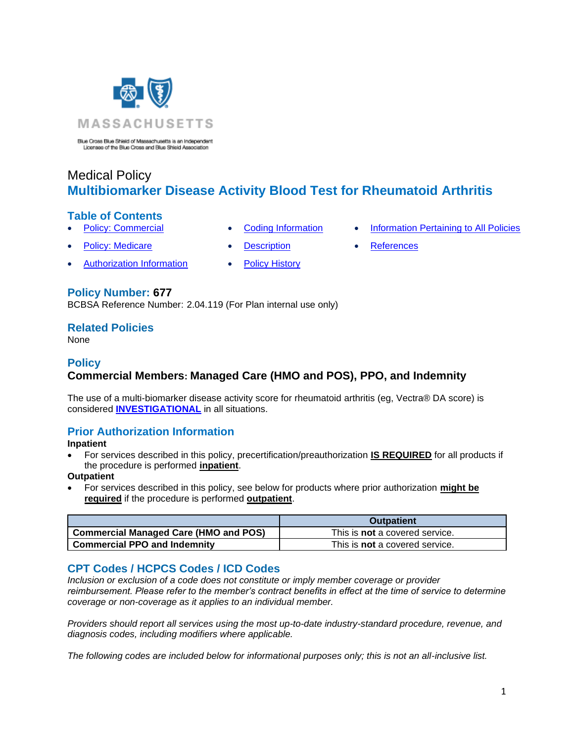MASSACHUSETTS

Blue Cross Blue Shield of Massachusetts is an Independent Licensee of the Blue Cross and Blue Shield Association

# Medical Policy
## Multibiomarker Disease Activity Blood Test for Rheumatoid Arthritis

### Table of Contents

- Policy: Commercial
- Policy: Medicare
- Authorization Information
- Coding Information
- Description
- Policy History
- Information Pertaining to All Policies
- References

### Policy Number: 677

BCBSA Reference Number: 2.04.119 (For Plan internal use only)

### Related Policies

None

### Policy

**Commercial Members: Managed Care (HMO and POS), PPO, and Indemnity**

The use of a multi-biomarker disease activity score for rheumatoid arthritis (eg, Vectra® DA score) is considered **INVESTIGATIONAL** in all situations.

### Prior Authorization Information

**Inpatient**

- For services described in this policy, precertification/preauthorization **IS REQUIRED** for all products if the procedure is performed **inpatient**.

**Outpatient**

- For services described in this policy, see below for products where prior authorization **might be required** if the procedure is performed **outpatient**.

| | Outpatient |
|---|---|
| **Commercial Managed Care (HMO and POS)** | This is **not** a covered service. |
| **Commercial PPO and Indemnity** | This is **not** a covered service. |

### CPT Codes / HCPCS Codes / ICD Codes

*Inclusion or exclusion of a code does not constitute or imply member coverage or provider reimbursement. Please refer to the member's contract benefits in effect at the time of service to determine coverage or non-coverage as it applies to an individual member.*

*Providers should report all services using the most up-to-date industry-standard procedure, revenue, and diagnosis codes, including modifiers where applicable.*

*The following codes are included below for informational purposes only; this is not an all-inclusive list.*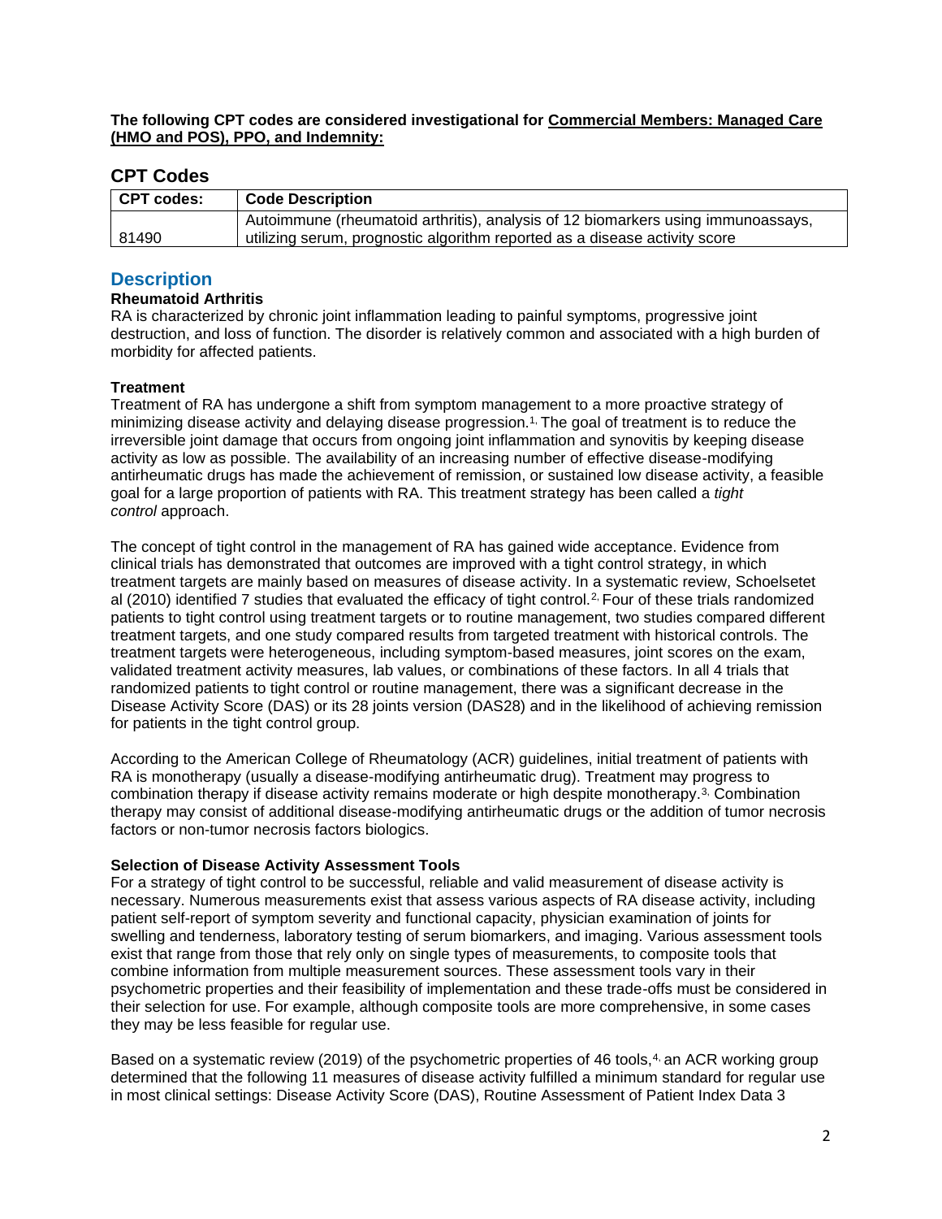**The following CPT codes are considered investigational for Commercial Members: Managed Care (HMO and POS), PPO, and Indemnity:**

## CPT Codes

| CPT codes: | Code Description |
| --- | --- |
| 81490 | Autoimmune (rheumatoid arthritis), analysis of 12 biomarkers using immunoassays, utilizing serum, prognostic algorithm reported as a disease activity score |

## Description

### Rheumatoid Arthritis

RA is characterized by chronic joint inflammation leading to painful symptoms, progressive joint destruction, and loss of function. The disorder is relatively common and associated with a high burden of morbidity for affected patients.

### Treatment

Treatment of RA has undergone a shift from symptom management to a more proactive strategy of minimizing disease activity and delaying disease progression.[1] The goal of treatment is to reduce the irreversible joint damage that occurs from ongoing joint inflammation and synovitis by keeping disease activity as low as possible. The availability of an increasing number of effective disease-modifying antirheumatic drugs has made the achievement of remission, or sustained low disease activity, a feasible goal for a large proportion of patients with RA. This treatment strategy has been called a *tight control* approach.

The concept of tight control in the management of RA has gained wide acceptance. Evidence from clinical trials has demonstrated that outcomes are improved with a tight control strategy, in which treatment targets are mainly based on measures of disease activity. In a systematic review, Schoelsetet al (2010) identified 7 studies that evaluated the efficacy of tight control.[2] Four of these trials randomized patients to tight control using treatment targets or to routine management, two studies compared different treatment targets, and one study compared results from targeted treatment with historical controls. The treatment targets were heterogeneous, including symptom-based measures, joint scores on the exam, validated treatment activity measures, lab values, or combinations of these factors. In all 4 trials that randomized patients to tight control or routine management, there was a significant decrease in the Disease Activity Score (DAS) or its 28 joints version (DAS28) and in the likelihood of achieving remission for patients in the tight control group.

According to the American College of Rheumatology (ACR) guidelines, initial treatment of patients with RA is monotherapy (usually a disease-modifying antirheumatic drug). Treatment may progress to combination therapy if disease activity remains moderate or high despite monotherapy.[3] Combination therapy may consist of additional disease-modifying antirheumatic drugs or the addition of tumor necrosis factors or non-tumor necrosis factors biologics.

### Selection of Disease Activity Assessment Tools

For a strategy of tight control to be successful, reliable and valid measurement of disease activity is necessary. Numerous measurements exist that assess various aspects of RA disease activity, including patient self-report of symptom severity and functional capacity, physician examination of joints for swelling and tenderness, laboratory testing of serum biomarkers, and imaging. Various assessment tools exist that range from those that rely only on single types of measurements, to composite tools that combine information from multiple measurement sources. These assessment tools vary in their psychometric properties and their feasibility of implementation and these trade-offs must be considered in their selection for use. For example, although composite tools are more comprehensive, in some cases they may be less feasible for regular use.

Based on a systematic review (2019) of the psychometric properties of 46 tools,[4] an ACR working group determined that the following 11 measures of disease activity fulfilled a minimum standard for regular use in most clinical settings: Disease Activity Score (DAS), Routine Assessment of Patient Index Data 3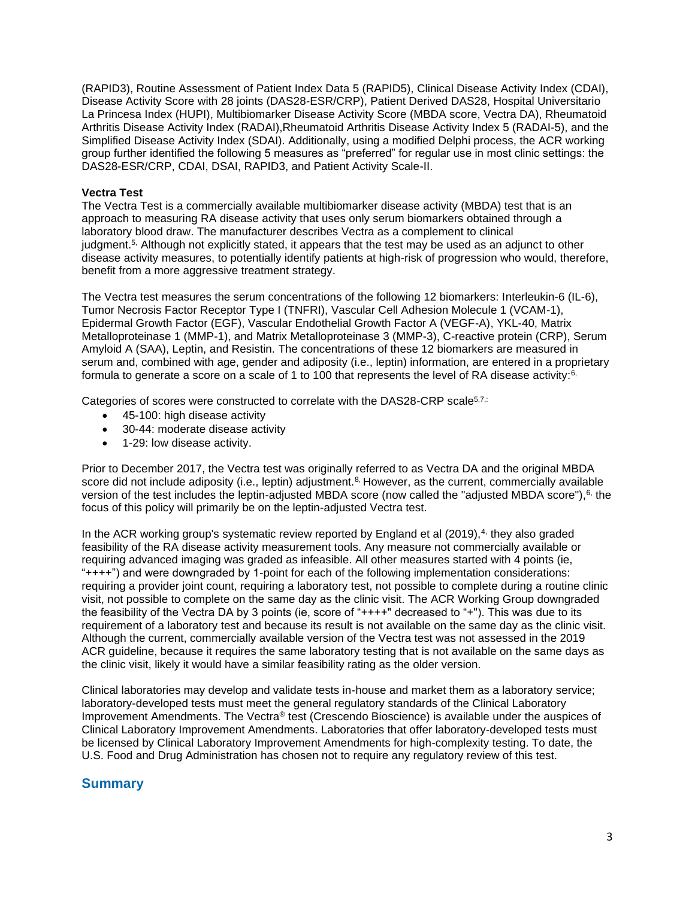(RAPID3), Routine Assessment of Patient Index Data 5 (RAPID5), Clinical Disease Activity Index (CDAI), Disease Activity Score with 28 joints (DAS28-ESR/CRP), Patient Derived DAS28, Hospital Universitario La Princesa Index (HUPI), Multibiomarker Disease Activity Score (MBDA score, Vectra DA), Rheumatoid Arthritis Disease Activity Index (RADAI),Rheumatoid Arthritis Disease Activity Index 5 (RADAI-5), and the Simplified Disease Activity Index (SDAI). Additionally, using a modified Delphi process, the ACR working group further identified the following 5 measures as "preferred" for regular use in most clinic settings: the DAS28-ESR/CRP, CDAI, DSAI, RAPID3, and Patient Activity Scale-II.

**Vectra Test**

The Vectra Test is a commercially available multibiomarker disease activity (MBDA) test that is an approach to measuring RA disease activity that uses only serum biomarkers obtained through a laboratory blood draw. The manufacturer describes Vectra as a complement to clinical judgment.[5] Although not explicitly stated, it appears that the test may be used as an adjunct to other disease activity measures, to potentially identify patients at high-risk of progression who would, therefore, benefit from a more aggressive treatment strategy.

The Vectra test measures the serum concentrations of the following 12 biomarkers: Interleukin-6 (IL-6), Tumor Necrosis Factor Receptor Type I (TNFRI), Vascular Cell Adhesion Molecule 1 (VCAM-1), Epidermal Growth Factor (EGF), Vascular Endothelial Growth Factor A (VEGF-A), YKL-40, Matrix Metalloproteinase 1 (MMP-1), and Matrix Metalloproteinase 3 (MMP-3), C-reactive protein (CRP), Serum Amyloid A (SAA), Leptin, and Resistin. The concentrations of these 12 biomarkers are measured in serum and, combined with age, gender and adiposity (i.e., leptin) information, are entered in a proprietary formula to generate a score on a scale of 1 to 100 that represents the level of RA disease activity:[6]

Categories of scores were constructed to correlate with the DAS28-CRP scale[5,7]:

- 45-100: high disease activity
- 30-44: moderate disease activity
- 1-29: low disease activity.

Prior to December 2017, the Vectra test was originally referred to as Vectra DA and the original MBDA score did not include adiposity (i.e., leptin) adjustment.[8] However, as the current, commercially available version of the test includes the leptin-adjusted MBDA score (now called the "adjusted MBDA score"),[6] the focus of this policy will primarily be on the leptin-adjusted Vectra test.

In the ACR working group's systematic review reported by England et al (2019),[4] they also graded feasibility of the RA disease activity measurement tools. Any measure not commercially available or requiring advanced imaging was graded as infeasible. All other measures started with 4 points (ie, "++++") and were downgraded by 1-point for each of the following implementation considerations: requiring a provider joint count, requiring a laboratory test, not possible to complete during a routine clinic visit, not possible to complete on the same day as the clinic visit. The ACR Working Group downgraded the feasibility of the Vectra DA by 3 points (ie, score of "++++" decreased to "+"). This was due to its requirement of a laboratory test and because its result is not available on the same day as the clinic visit. Although the current, commercially available version of the Vectra test was not assessed in the 2019 ACR guideline, because it requires the same laboratory testing that is not available on the same days as the clinic visit, likely it would have a similar feasibility rating as the older version.

Clinical laboratories may develop and validate tests in-house and market them as a laboratory service; laboratory-developed tests must meet the general regulatory standards of the Clinical Laboratory Improvement Amendments. The Vectra® test (Crescendo Bioscience) is available under the auspices of Clinical Laboratory Improvement Amendments. Laboratories that offer laboratory-developed tests must be licensed by Clinical Laboratory Improvement Amendments for high-complexity testing. To date, the U.S. Food and Drug Administration has chosen not to require any regulatory review of this test.

## Summary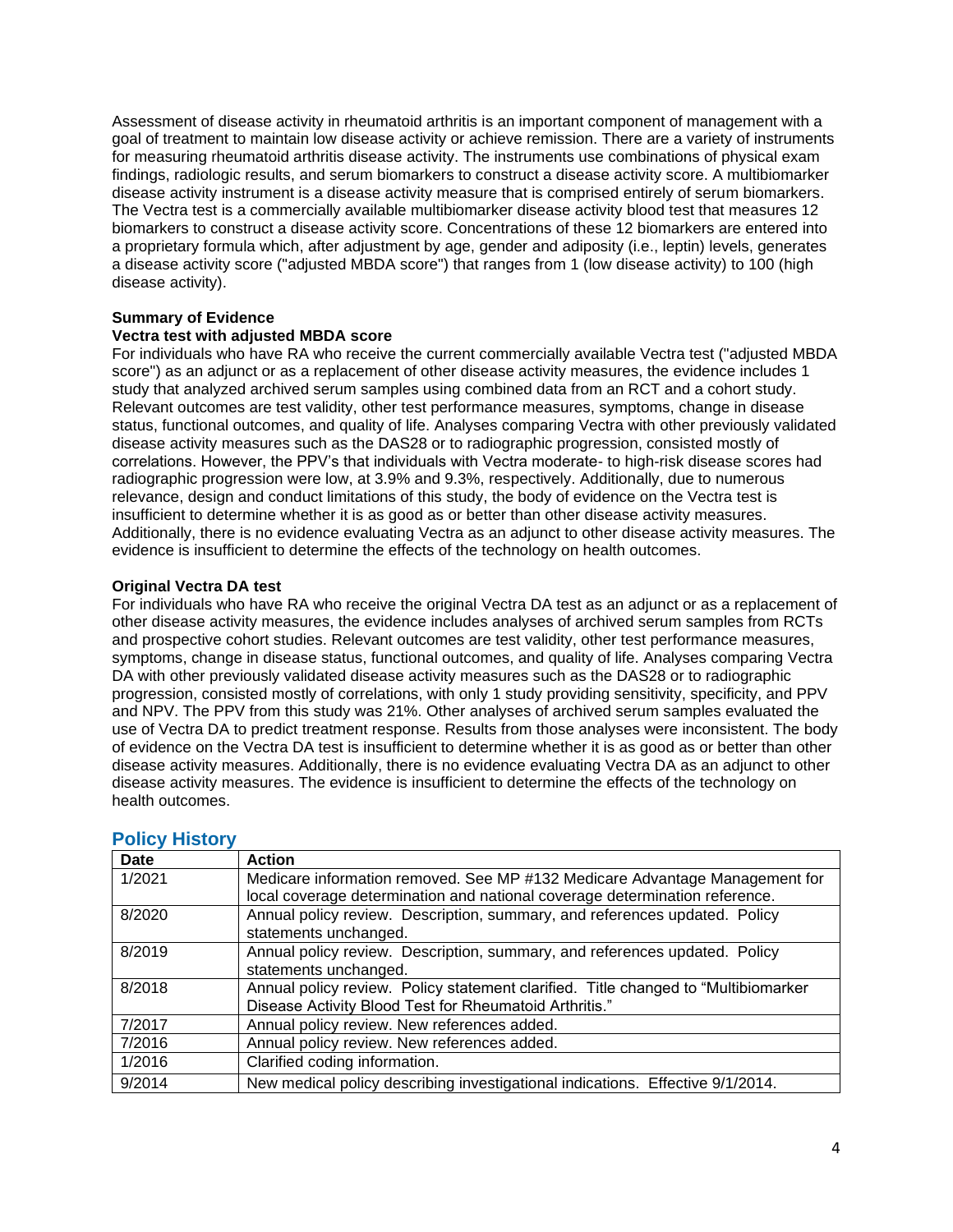Assessment of disease activity in rheumatoid arthritis is an important component of management with a goal of treatment to maintain low disease activity or achieve remission. There are a variety of instruments for measuring rheumatoid arthritis disease activity. The instruments use combinations of physical exam findings, radiologic results, and serum biomarkers to construct a disease activity score. A multibiomarker disease activity instrument is a disease activity measure that is comprised entirely of serum biomarkers. The Vectra test is a commercially available multibiomarker disease activity blood test that measures 12 biomarkers to construct a disease activity score. Concentrations of these 12 biomarkers are entered into a proprietary formula which, after adjustment by age, gender and adiposity (i.e., leptin) levels, generates a disease activity score ("adjusted MBDA score") that ranges from 1 (low disease activity) to 100 (high disease activity).

**Summary of Evidence**

**Vectra test with adjusted MBDA score**

For individuals who have RA who receive the current commercially available Vectra test ("adjusted MBDA score") as an adjunct or as a replacement of other disease activity measures, the evidence includes 1 study that analyzed archived serum samples using combined data from an RCT and a cohort study. Relevant outcomes are test validity, other test performance measures, symptoms, change in disease status, functional outcomes, and quality of life. Analyses comparing Vectra with other previously validated disease activity measures such as the DAS28 or to radiographic progression, consisted mostly of correlations. However, the PPV's that individuals with Vectra moderate- to high-risk disease scores had radiographic progression were low, at 3.9% and 9.3%, respectively. Additionally, due to numerous relevance, design and conduct limitations of this study, the body of evidence on the Vectra test is insufficient to determine whether it is as good as or better than other disease activity measures. Additionally, there is no evidence evaluating Vectra as an adjunct to other disease activity measures. The evidence is insufficient to determine the effects of the technology on health outcomes.

**Original Vectra DA test**

For individuals who have RA who receive the original Vectra DA test as an adjunct or as a replacement of other disease activity measures, the evidence includes analyses of archived serum samples from RCTs and prospective cohort studies. Relevant outcomes are test validity, other test performance measures, symptoms, change in disease status, functional outcomes, and quality of life. Analyses comparing Vectra DA with other previously validated disease activity measures such as the DAS28 or to radiographic progression, consisted mostly of correlations, with only 1 study providing sensitivity, specificity, and PPV and NPV. The PPV from this study was 21%. Other analyses of archived serum samples evaluated the use of Vectra DA to predict treatment response. Results from those analyses were inconsistent. The body of evidence on the Vectra DA test is insufficient to determine whether it is as good as or better than other disease activity measures. Additionally, there is no evidence evaluating Vectra DA as an adjunct to other disease activity measures. The evidence is insufficient to determine the effects of the technology on health outcomes.

## Policy History

| Date | Action |
|---|---|
| 1/2021 | Medicare information removed. See MP #132 Medicare Advantage Management for local coverage determination and national coverage determination reference. |
| 8/2020 | Annual policy review. Description, summary, and references updated. Policy statements unchanged. |
| 8/2019 | Annual policy review. Description, summary, and references updated. Policy statements unchanged. |
| 8/2018 | Annual policy review. Policy statement clarified. Title changed to "Multibiomarker Disease Activity Blood Test for Rheumatoid Arthritis." |
| 7/2017 | Annual policy review. New references added. |
| 7/2016 | Annual policy review. New references added. |
| 1/2016 | Clarified coding information. |
| 9/2014 | New medical policy describing investigational indications. Effective 9/1/2014. |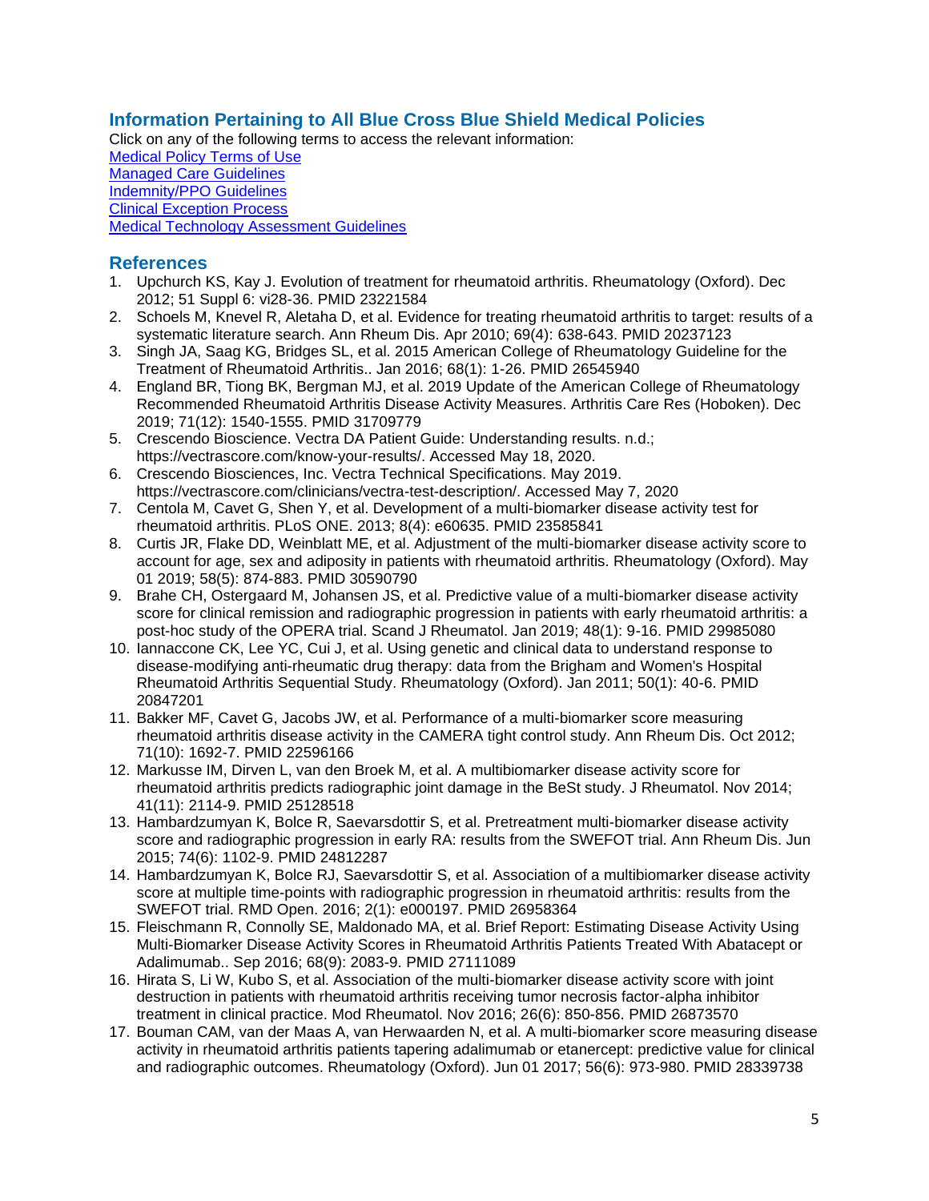## Information Pertaining to All Blue Cross Blue Shield Medical Policies

Click on any of the following terms to access the relevant information:

[Medical Policy Terms of Use]()
[Managed Care Guidelines]()
[Indemnity/PPO Guidelines]()
[Clinical Exception Process]()
[Medical Technology Assessment Guidelines]()

## References

1. Upchurch KS, Kay J. Evolution of treatment for rheumatoid arthritis. Rheumatology (Oxford). Dec 2012; 51 Suppl 6: vi28-36. PMID 23221584
2. Schoels M, Knevel R, Aletaha D, et al. Evidence for treating rheumatoid arthritis to target: results of a systematic literature search. Ann Rheum Dis. Apr 2010; 69(4): 638-643. PMID 20237123
3. Singh JA, Saag KG, Bridges SL, et al. 2015 American College of Rheumatology Guideline for the Treatment of Rheumatoid Arthritis.. Jan 2016; 68(1): 1-26. PMID 26545940
4. England BR, Tiong BK, Bergman MJ, et al. 2019 Update of the American College of Rheumatology Recommended Rheumatoid Arthritis Disease Activity Measures. Arthritis Care Res (Hoboken). Dec 2019; 71(12): 1540-1555. PMID 31709779
5. Crescendo Bioscience. Vectra DA Patient Guide: Understanding results. n.d.; https://vectrascore.com/know-your-results/. Accessed May 18, 2020.
6. Crescendo Biosciences, Inc. Vectra Technical Specifications. May 2019. https://vectrascore.com/clinicians/vectra-test-description/. Accessed May 7, 2020
7. Centola M, Cavet G, Shen Y, et al. Development of a multi-biomarker disease activity test for rheumatoid arthritis. PLoS ONE. 2013; 8(4): e60635. PMID 23585841
8. Curtis JR, Flake DD, Weinblatt ME, et al. Adjustment of the multi-biomarker disease activity score to account for age, sex and adiposity in patients with rheumatoid arthritis. Rheumatology (Oxford). May 01 2019; 58(5): 874-883. PMID 30590790
9. Brahe CH, Ostergaard M, Johansen JS, et al. Predictive value of a multi-biomarker disease activity score for clinical remission and radiographic progression in patients with early rheumatoid arthritis: a post-hoc study of the OPERA trial. Scand J Rheumatol. Jan 2019; 48(1): 9-16. PMID 29985080
10. Iannaccone CK, Lee YC, Cui J, et al. Using genetic and clinical data to understand response to disease-modifying anti-rheumatic drug therapy: data from the Brigham and Women's Hospital Rheumatoid Arthritis Sequential Study. Rheumatology (Oxford). Jan 2011; 50(1): 40-6. PMID 20847201
11. Bakker MF, Cavet G, Jacobs JW, et al. Performance of a multi-biomarker score measuring rheumatoid arthritis disease activity in the CAMERA tight control study. Ann Rheum Dis. Oct 2012; 71(10): 1692-7. PMID 22596166
12. Markusse IM, Dirven L, van den Broek M, et al. A multibiomarker disease activity score for rheumatoid arthritis predicts radiographic joint damage in the BeSt study. J Rheumatol. Nov 2014; 41(11): 2114-9. PMID 25128518
13. Hambardzumyan K, Bolce R, Saevarsdottir S, et al. Pretreatment multi-biomarker disease activity score and radiographic progression in early RA: results from the SWEFOT trial. Ann Rheum Dis. Jun 2015; 74(6): 1102-9. PMID 24812287
14. Hambardzumyan K, Bolce RJ, Saevarsdottir S, et al. Association of a multibiomarker disease activity score at multiple time-points with radiographic progression in rheumatoid arthritis: results from the SWEFOT trial. RMD Open. 2016; 2(1): e000197. PMID 26958364
15. Fleischmann R, Connolly SE, Maldonado MA, et al. Brief Report: Estimating Disease Activity Using Multi-Biomarker Disease Activity Scores in Rheumatoid Arthritis Patients Treated With Abatacept or Adalimumab.. Sep 2016; 68(9): 2083-9. PMID 27111089
16. Hirata S, Li W, Kubo S, et al. Association of the multi-biomarker disease activity score with joint destruction in patients with rheumatoid arthritis receiving tumor necrosis factor-alpha inhibitor treatment in clinical practice. Mod Rheumatol. Nov 2016; 26(6): 850-856. PMID 26873570
17. Bouman CAM, van der Maas A, van Herwaarden N, et al. A multi-biomarker score measuring disease activity in rheumatoid arthritis patients tapering adalimumab or etanercept: predictive value for clinical and radiographic outcomes. Rheumatology (Oxford). Jun 01 2017; 56(6): 973-980. PMID 28339738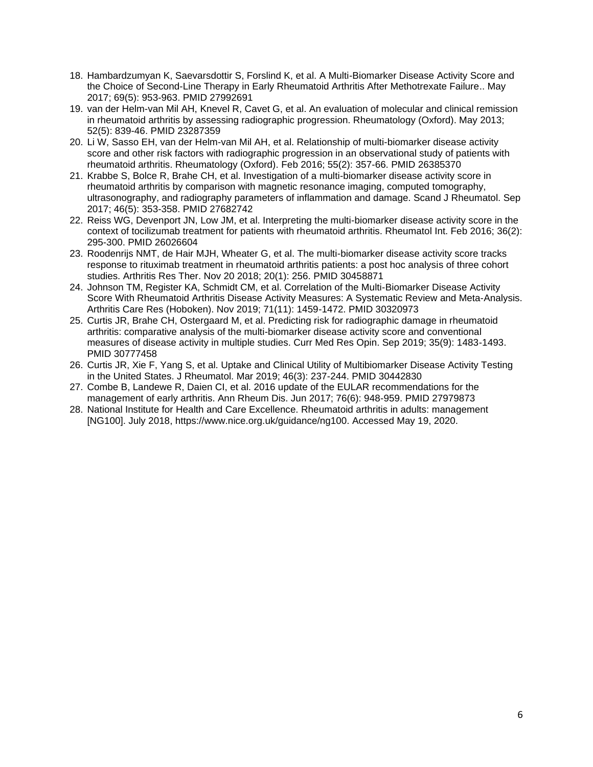18. Hambardzumyan K, Saevarsdottir S, Forslind K, et al. A Multi-Biomarker Disease Activity Score and the Choice of Second-Line Therapy in Early Rheumatoid Arthritis After Methotrexate Failure.. May 2017; 69(5): 953-963. PMID 27992691
19. van der Helm-van Mil AH, Knevel R, Cavet G, et al. An evaluation of molecular and clinical remission in rheumatoid arthritis by assessing radiographic progression. Rheumatology (Oxford). May 2013; 52(5): 839-46. PMID 23287359
20. Li W, Sasso EH, van der Helm-van Mil AH, et al. Relationship of multi-biomarker disease activity score and other risk factors with radiographic progression in an observational study of patients with rheumatoid arthritis. Rheumatology (Oxford). Feb 2016; 55(2): 357-66. PMID 26385370
21. Krabbe S, Bolce R, Brahe CH, et al. Investigation of a multi-biomarker disease activity score in rheumatoid arthritis by comparison with magnetic resonance imaging, computed tomography, ultrasonography, and radiography parameters of inflammation and damage. Scand J Rheumatol. Sep 2017; 46(5): 353-358. PMID 27682742
22. Reiss WG, Devenport JN, Low JM, et al. Interpreting the multi-biomarker disease activity score in the context of tocilizumab treatment for patients with rheumatoid arthritis. Rheumatol Int. Feb 2016; 36(2): 295-300. PMID 26026604
23. Roodenrijs NMT, de Hair MJH, Wheater G, et al. The multi-biomarker disease activity score tracks response to rituximab treatment in rheumatoid arthritis patients: a post hoc analysis of three cohort studies. Arthritis Res Ther. Nov 20 2018; 20(1): 256. PMID 30458871
24. Johnson TM, Register KA, Schmidt CM, et al. Correlation of the Multi-Biomarker Disease Activity Score With Rheumatoid Arthritis Disease Activity Measures: A Systematic Review and Meta-Analysis. Arthritis Care Res (Hoboken). Nov 2019; 71(11): 1459-1472. PMID 30320973
25. Curtis JR, Brahe CH, Ostergaard M, et al. Predicting risk for radiographic damage in rheumatoid arthritis: comparative analysis of the multi-biomarker disease activity score and conventional measures of disease activity in multiple studies. Curr Med Res Opin. Sep 2019; 35(9): 1483-1493. PMID 30777458
26. Curtis JR, Xie F, Yang S, et al. Uptake and Clinical Utility of Multibiomarker Disease Activity Testing in the United States. J Rheumatol. Mar 2019; 46(3): 237-244. PMID 30442830
27. Combe B, Landewe R, Daien CI, et al. 2016 update of the EULAR recommendations for the management of early arthritis. Ann Rheum Dis. Jun 2017; 76(6): 948-959. PMID 27979873
28. National Institute for Health and Care Excellence. Rheumatoid arthritis in adults: management [NG100]. July 2018, https://www.nice.org.uk/guidance/ng100. Accessed May 19, 2020.